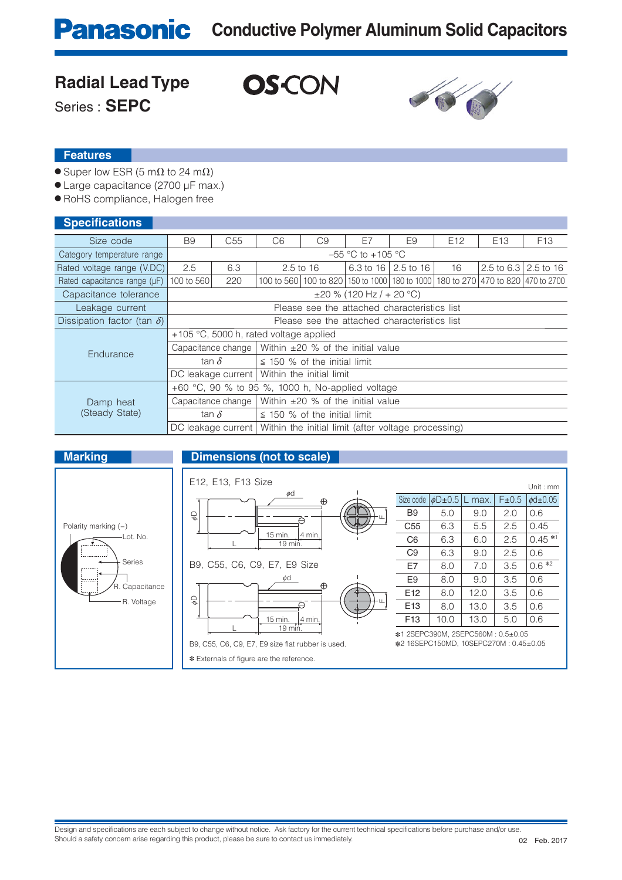# Panasonic Conductive Polymer Aluminum Solid Capacitors

## Radial Lead Type

Series : **SEPC**

OS-CON

## Features

- Super low ESR (5 mΩ to 24 mΩ)
- Large capacitance (2700 μF max.)
- RoHS compliance, Halogen free

## Specifications

| Size code | B9 | C55 | C6 | C9 | E7 | E9 | E12 | E13 | F13 |
|---|---|---|---|---|---|---|---|---|---|
| Category temperature range | –55 °C to +105 °C | | | | | | | | |
| Rated voltage range (V.DC) | 2.5 | 6.3 | 2.5 to 16 | | 6.3 to 16 | 2.5 to 16 | 16 | 2.5 to 6.3 | 2.5 to 16 |
| Rated capacitance range (μF) | 100 to 560 | 220 | 100 to 560 | 100 to 820 | 150 to 1000 | 180 to 1000 | 180 to 270 | 470 to 820 | 470 to 2700 |
| Capacitance tolerance | ±20 % (120 Hz / + 20 °C) | | | | | | | | |
| Leakage current | Please see the attached characteristics list | | | | | | | | |
| Dissipation factor (tan δ) | Please see the attached characteristics list | | | | | | | | |
| Endurance | +105 °C, 5000 h, rated voltage applied | | | | | | | | |
| | Capacitance change | Within ±20 % of the initial value | | | | | | | |
| | tan δ | ≦ 150 % of the initial limit | | | | | | | |
| | DC leakage current | Within the initial limit | | | | | | | |
| Damp heat (Steady State) | +60 °C, 90 % to 95 %, 1000 h, No-applied voltage | | | | | | | | |
| | Capacitance change | Within ±20 % of the initial value | | | | | | | |
| | tan δ | ≦ 150 % of the initial limit | | | | | | | |
| | DC leakage current | Within the initial limit (after voltage processing) | | | | | | | |

## Marking

Polarity marking (–)
Lot. No.
Series
R. Capacitance
R. Voltage

## Dimensions (not to scale)

E12, E13, F13 Size

φd, φD, L, F, 15 min., 4 min., 19 min.

B9, C55, C6, C9, E7, E9 Size

φd, φD, L, F, 15 min., 4 min., 19 min.

B9, C55, C6, C9, E7, E9 size flat rubber is used.

✻ Externals of figure are the reference.

Unit : mm

| Size code | φD±0.5 | L max. | F±0.5 | φd±0.05 |
|---|---|---|---|---|
| B9 | 5.0 | 9.0 | 2.0 | 0.6 |
| C55 | 6.3 | 5.5 | 2.5 | 0.45 |
| C6 | 6.3 | 6.0 | 2.5 | 0.45 ✻1 |
| C9 | 6.3 | 9.0 | 2.5 | 0.6 |
| E7 | 8.0 | 7.0 | 3.5 | 0.6 ✻2 |
| E9 | 8.0 | 9.0 | 3.5 | 0.6 |
| E12 | 8.0 | 12.0 | 3.5 | 0.6 |
| E13 | 8.0 | 13.0 | 3.5 | 0.6 |
| F13 | 10.0 | 13.0 | 5.0 | 0.6 |

✻1 2SEPC390M, 2SEPC560M : 0.5±0.05
✻2 16SEPC150MD, 10SEPC270M : 0.45±0.05

Design and specifications are each subject to change without notice. Ask factory for the current technical specifications before purchase and/or use.
Should a safety concern arise regarding this product, please be sure to contact us immediately.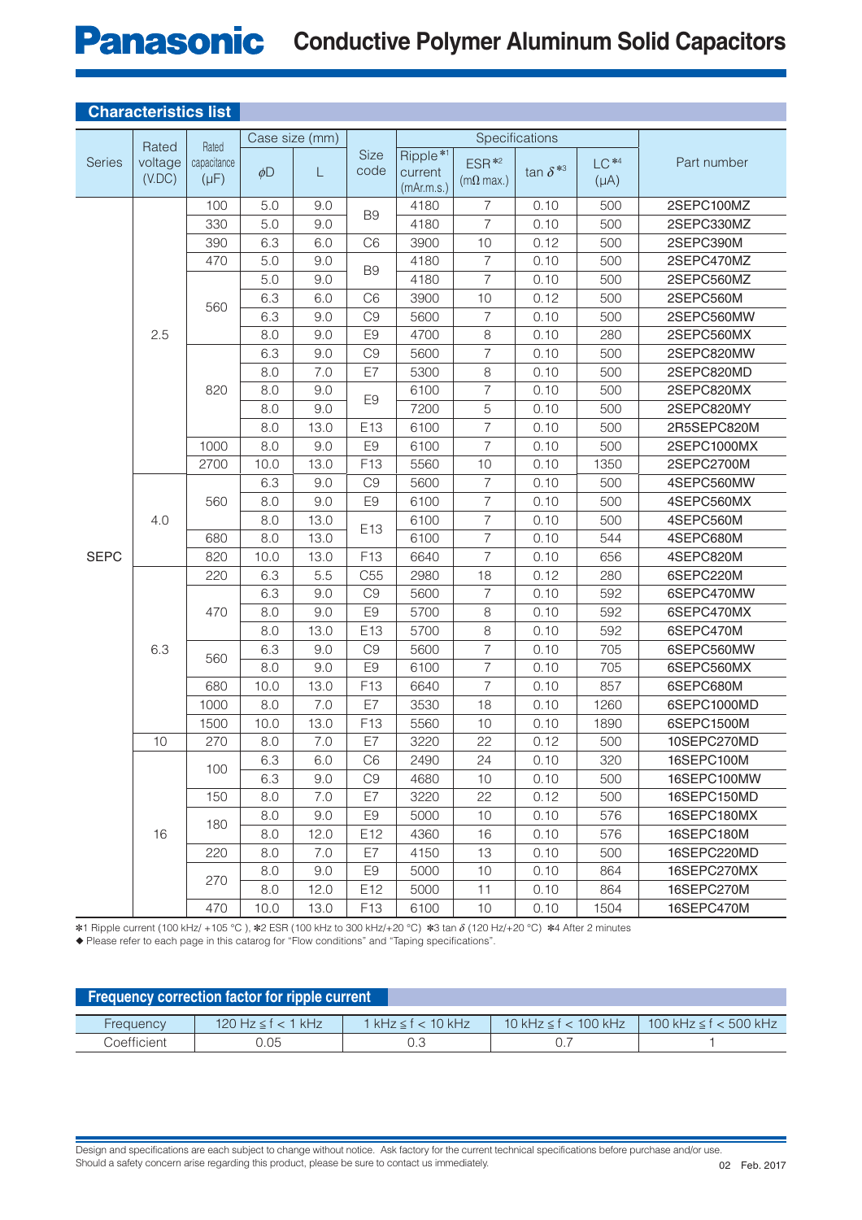## Characteristics list

| Series | Rated voltage (V.DC) | Rated capacitance (μF) | Case size (mm) | | Size code | Specifications | | | | Part number |
|---|---|---|---|---|---|---|---|---|---|---|
| | | | φD | L | | Ripple*1 current (mAr.m.s.) | ESR*2 (mΩ max.) | tan δ*3 | LC*4 (μA) | |
| SEPC | 2.5 | 100 | 5.0 | 9.0 | B9 | 4180 | 7 | 0.10 | 500 | 2SEPC100MZ |
| | | 330 | 5.0 | 9.0 | | 4180 | 7 | 0.10 | 500 | 2SEPC330MZ |
| | | 390 | 6.3 | 6.0 | C6 | 3900 | 10 | 0.12 | 500 | 2SEPC390M |
| | | 470 | 5.0 | 9.0 | B9 | 4180 | 7 | 0.10 | 500 | 2SEPC470MZ |
| | | 560 | 5.0 | 9.0 | | 4180 | 7 | 0.10 | 500 | 2SEPC560MZ |
| | | | 6.3 | 6.0 | C6 | 3900 | 10 | 0.12 | 500 | 2SEPC560M |
| | | | 6.3 | 9.0 | C9 | 5600 | 7 | 0.10 | 500 | 2SEPC560MW |
| | | | 8.0 | 9.0 | E9 | 4700 | 8 | 0.10 | 280 | 2SEPC560MX |
| | | 820 | 6.3 | 9.0 | C9 | 5600 | 7 | 0.10 | 500 | 2SEPC820MW |
| | | | 8.0 | 7.0 | E7 | 5300 | 8 | 0.10 | 500 | 2SEPC820MD |
| | | | 8.0 | 9.0 | E9 | 6100 | 7 | 0.10 | 500 | 2SEPC820MX |
| | | | 8.0 | 9.0 | | 7200 | 5 | 0.10 | 500 | 2SEPC820MY |
| | | | 8.0 | 13.0 | E13 | 6100 | 7 | 0.10 | 500 | 2R5SEPC820M |
| | | 1000 | 8.0 | 9.0 | E9 | 6100 | 7 | 0.10 | 500 | 2SEPC1000MX |
| | | 2700 | 10.0 | 13.0 | F13 | 5560 | 10 | 0.10 | 1350 | 2SEPC2700M |
| | 4.0 | 560 | 6.3 | 9.0 | C9 | 5600 | 7 | 0.10 | 500 | 4SEPC560MW |
| | | | 8.0 | 9.0 | E9 | 6100 | 7 | 0.10 | 500 | 4SEPC560MX |
| | | | 8.0 | 13.0 | E13 | 6100 | 7 | 0.10 | 500 | 4SEPC560M |
| | | 680 | 8.0 | 13.0 | | 6100 | 7 | 0.10 | 544 | 4SEPC680M |
| | | 820 | 10.0 | 13.0 | F13 | 6640 | 7 | 0.10 | 656 | 4SEPC820M |
| | 6.3 | 220 | 6.3 | 5.5 | C55 | 2980 | 18 | 0.12 | 280 | 6SEPC220M |
| | | 470 | 6.3 | 9.0 | C9 | 5600 | 7 | 0.10 | 592 | 6SEPC470MW |
| | | | 8.0 | 9.0 | E9 | 5700 | 8 | 0.10 | 592 | 6SEPC470MX |
| | | | 8.0 | 13.0 | E13 | 5700 | 8 | 0.10 | 592 | 6SEPC470M |
| | | 560 | 6.3 | 9.0 | C9 | 5600 | 7 | 0.10 | 705 | 6SEPC560MW |
| | | | 8.0 | 9.0 | E9 | 6100 | 7 | 0.10 | 705 | 6SEPC560MX |
| | | 680 | 10.0 | 13.0 | F13 | 6640 | 7 | 0.10 | 857 | 6SEPC680M |
| | | 1000 | 8.0 | 7.0 | E7 | 3530 | 18 | 0.10 | 1260 | 6SEPC1000MD |
| | | 1500 | 10.0 | 13.0 | F13 | 5560 | 10 | 0.10 | 1890 | 6SEPC1500M |
| | 10 | 270 | 8.0 | 7.0 | E7 | 3220 | 22 | 0.12 | 500 | 10SEPC270MD |
| | 16 | 100 | 6.3 | 6.0 | C6 | 2490 | 24 | 0.10 | 320 | 16SEPC100M |
| | | | 6.3 | 9.0 | C9 | 4680 | 10 | 0.10 | 500 | 16SEPC100MW |
| | | 150 | 8.0 | 7.0 | E7 | 3220 | 22 | 0.12 | 500 | 16SEPC150MD |
| | | 180 | 8.0 | 9.0 | E9 | 5000 | 10 | 0.10 | 576 | 16SEPC180MX |
| | | | 8.0 | 12.0 | E12 | 4360 | 16 | 0.10 | 576 | 16SEPC180M |
| | | 220 | 8.0 | 7.0 | E7 | 4150 | 13 | 0.10 | 500 | 16SEPC220MD |
| | | 270 | 8.0 | 9.0 | E9 | 5000 | 10 | 0.10 | 864 | 16SEPC270MX |
| | | | 8.0 | 12.0 | E12 | 5000 | 11 | 0.10 | 864 | 16SEPC270M |
| | | 470 | 10.0 | 13.0 | F13 | 6100 | 10 | 0.10 | 1504 | 16SEPC470M |

*1 Ripple current (100 kHz/ +105 °C ), *2 ESR (100 kHz to 300 kHz/+20 °C) *3 tan δ (120 Hz/+20 °C) *4 After 2 minutes

◆ Please refer to each page in this catarog for "Flow conditions" and "Taping specifications".

## Frequency correction factor for ripple current

| Frequency | 120 Hz ≦ f < 1 kHz | 1 kHz ≦ f < 10 kHz | 10 kHz ≦ f < 100 kHz | 100 kHz ≦ f < 500 kHz |
|---|---|---|---|---|
| Coefficient | 0.05 | 0.3 | 0.7 | 1 |

Design and specifications are each subject to change without notice. Ask factory for the current technical specifications before purchase and/or use.
Should a safety concern arise regarding this product, please be sure to contact us immediately.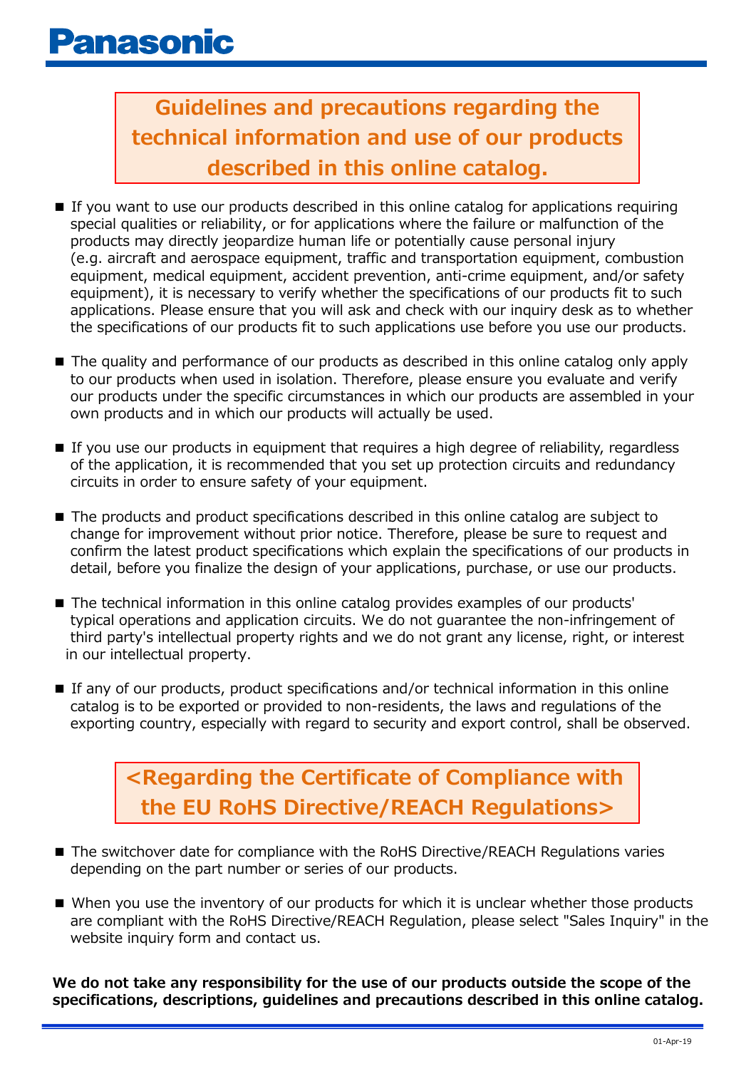Panasonic

## Guidelines and precautions regarding the technical information and use of our products described in this online catalog.

- If you want to use our products described in this online catalog for applications requiring special qualities or reliability, or for applications where the failure or malfunction of the products may directly jeopardize human life or potentially cause personal injury (e.g. aircraft and aerospace equipment, traffic and transportation equipment, combustion equipment, medical equipment, accident prevention, anti-crime equipment, and/or safety equipment), it is necessary to verify whether the specifications of our products fit to such applications. Please ensure that you will ask and check with our inquiry desk as to whether the specifications of our products fit to such applications use before you use our products.

- The quality and performance of our products as described in this online catalog only apply to our products when used in isolation. Therefore, please ensure you evaluate and verify our products under the specific circumstances in which our products are assembled in your own products and in which our products will actually be used.

- If you use our products in equipment that requires a high degree of reliability, regardless of the application, it is recommended that you set up protection circuits and redundancy circuits in order to ensure safety of your equipment.

- The products and product specifications described in this online catalog are subject to change for improvement without prior notice. Therefore, please be sure to request and confirm the latest product specifications which explain the specifications of our products in detail, before you finalize the design of your applications, purchase, or use our products.

- The technical information in this online catalog provides examples of our products' typical operations and application circuits. We do not guarantee the non-infringement of third party's intellectual property rights and we do not grant any license, right, or interest in our intellectual property.

- If any of our products, product specifications and/or technical information in this online catalog is to be exported or provided to non-residents, the laws and regulations of the exporting country, especially with regard to security and export control, shall be observed.

## <Regarding the Certificate of Compliance with the EU RoHS Directive/REACH Regulations>

- The switchover date for compliance with the RoHS Directive/REACH Regulations varies depending on the part number or series of our products.

- When you use the inventory of our products for which it is unclear whether those products are compliant with the RoHS Directive/REACH Regulation, please select "Sales Inquiry" in the website inquiry form and contact us.

**We do not take any responsibility for the use of our products outside the scope of the specifications, descriptions, guidelines and precautions described in this online catalog.**

01-Apr-19